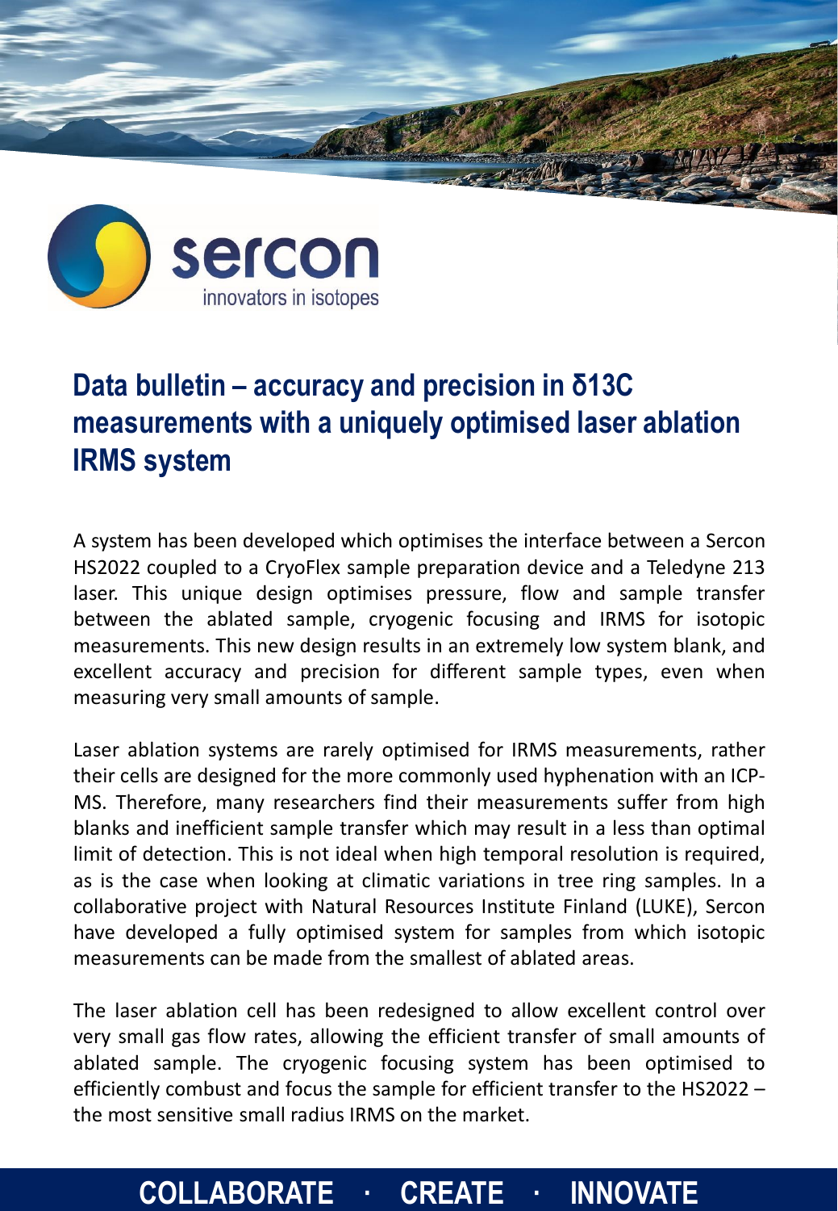sercon

innovators in isotopes

# Data bulletin – accuracy and precision in δ13C measurements with a uniquely optimised laser ablation IRMS system

A system has been developed which optimises the interface between a Sercon HS2022 coupled to a CryoFlex sample preparation device and a Teledyne 213 laser. This unique design optimises pressure, flow and sample transfer between the ablated sample, cryogenic focusing and IRMS for isotopic measurements. This new design results in an extremely low system blank, and excellent accuracy and precision for different sample types, even when measuring very small amounts of sample.

Laser ablation systems are rarely optimised for IRMS measurements, rather their cells are designed for the more commonly used hyphenation with an ICP-MS. Therefore, many researchers find their measurements suffer from high blanks and inefficient sample transfer which may result in a less than optimal limit of detection. This is not ideal when high temporal resolution is required, as is the case when looking at climatic variations in tree ring samples. In a collaborative project with Natural Resources Institute Finland (LUKE), Sercon have developed a fully optimised system for samples from which isotopic measurements can be made from the smallest of ablated areas.

The laser ablation cell has been redesigned to allow excellent control over very small gas flow rates, allowing the efficient transfer of small amounts of ablated sample. The cryogenic focusing system has been optimised to efficiently combust and focus the sample for efficient transfer to the HS2022 – the most sensitive small radius IRMS on the market.

**COLLABORATE · CREATE · INNOVATE**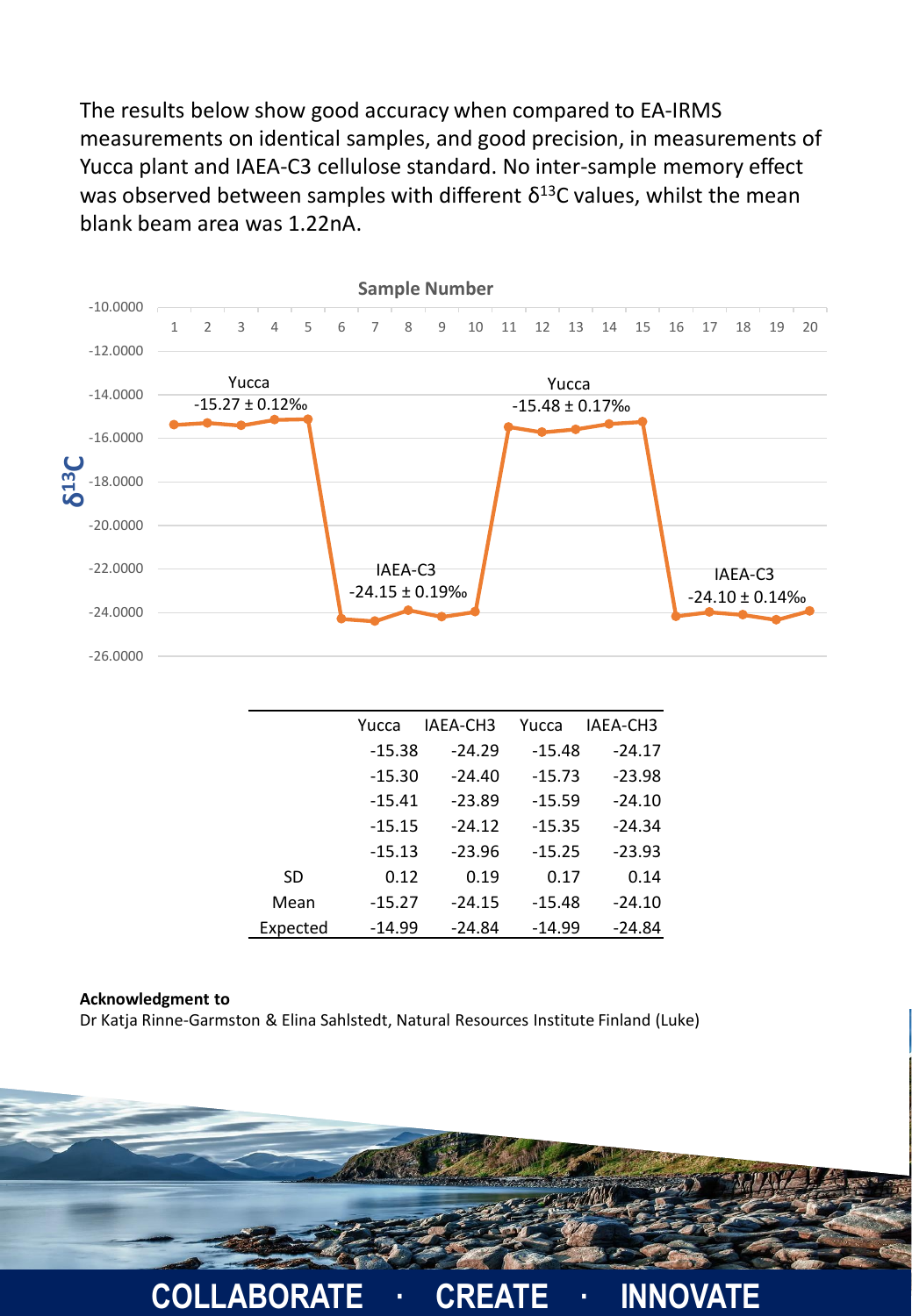The results below show good accuracy when compared to EA-IRMS measurements on identical samples, and good precision, in measurements of Yucca plant and IAEA-C3 cellulose standard. No inter-sample memory effect was observed between samples with different $\delta^{13}C$ values, whilst the mean blank beam area was 1.22nA.

Sample Number

$\delta^{13}C$

-10.0000
-12.0000
-14.0000
-16.0000
-18.0000
-20.0000
-22.0000
-24.0000
-26.0000

1 2 3 4 5 6 7 8 9 10 11 12 13 14 15 16 17 18 19 20

Yucca
-15.27 ± 0.12‰

IAEA-C3
-24.15 ± 0.19‰

Yucca
-15.48 ± 0.17‰

IAEA-C3
-24.10 ± 0.14‰

| | Yucca | IAEA-CH3 | Yucca | IAEA-CH3 |
|---|---|---|---|---|
| | -15.38 | -24.29 | -15.48 | -24.17 |
| | -15.30 | -24.40 | -15.73 | -23.98 |
| | -15.41 | -23.89 | -15.59 | -24.10 |
| | -15.15 | -24.12 | -15.35 | -24.34 |
| | -15.13 | -23.96 | -15.25 | -23.93 |
| SD | 0.12 | 0.19 | 0.17 | 0.14 |
| Mean | -15.27 | -24.15 | -15.48 | -24.10 |
| Expected | -14.99 | -24.84 | -14.99 | -24.84 |

**Acknowledgment to**

Dr Katja Rinne-Garmston & Elina Sahlstedt, Natural Resources Institute Finland (Luke)

COLLABORATE · CREATE · INNOVATE